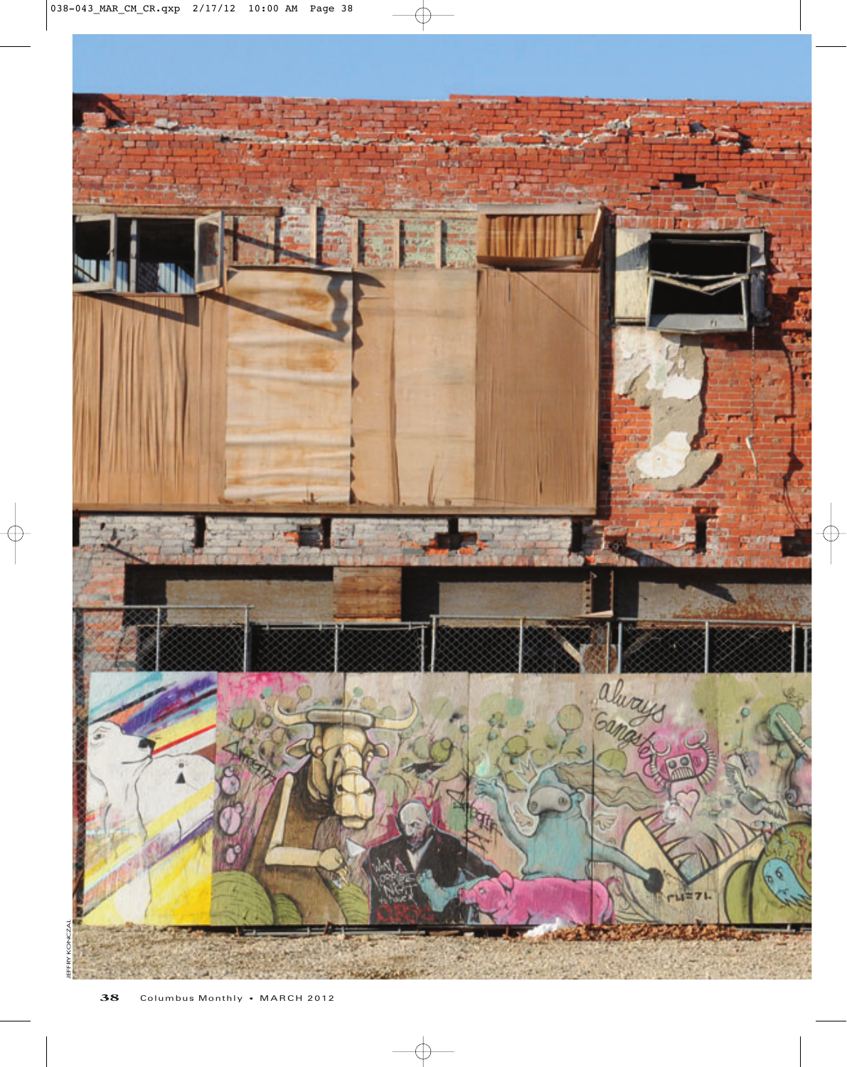JEFFRY KONCZAL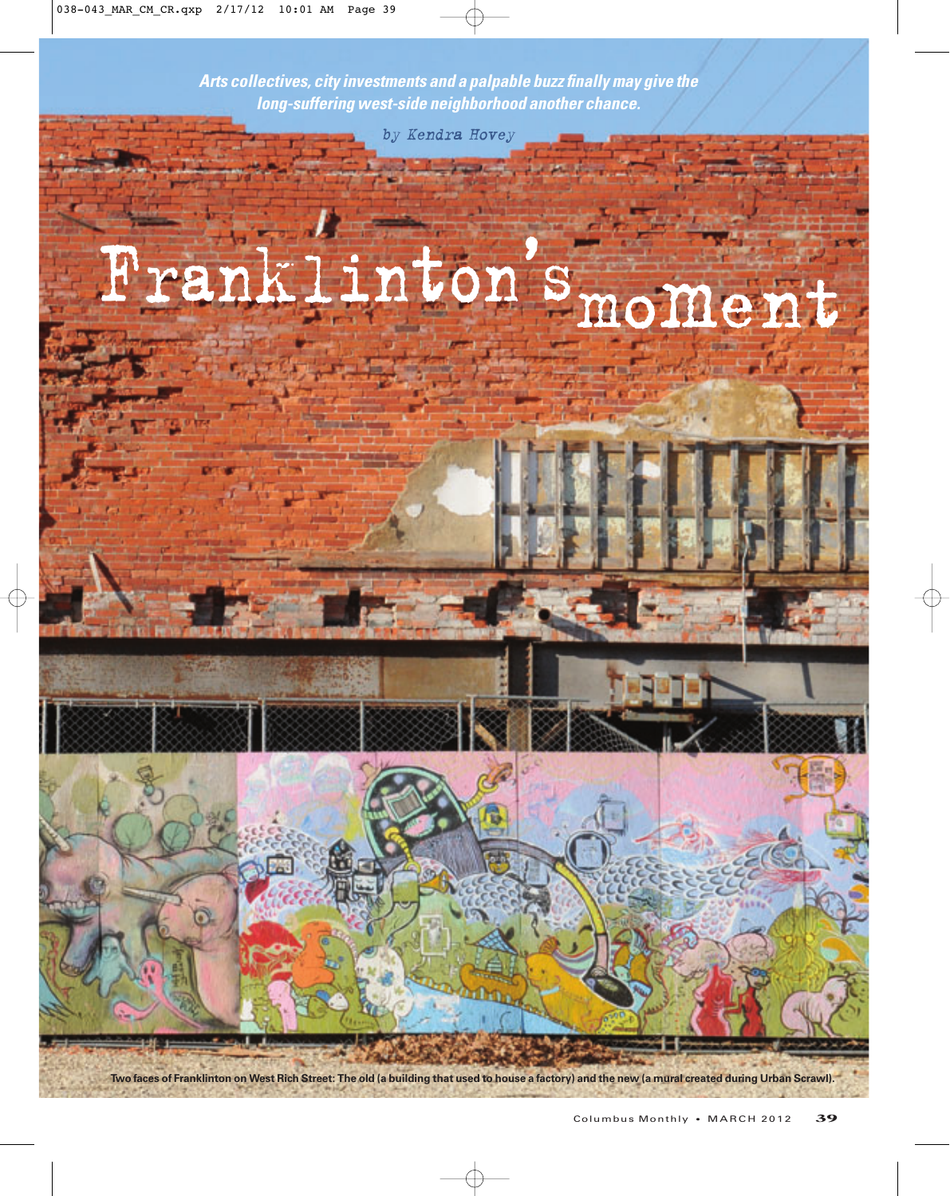*Arts collectives, city investments and a palpable buzz finally may give the long-suffering west-side neighborhood another chance.*

by Kendra Hovey

# Franklinton's moment

Two faces of Franklinton on West Rich Street: The old (a building that used to house a factory) and the new (a mural created during Urban Scrawl).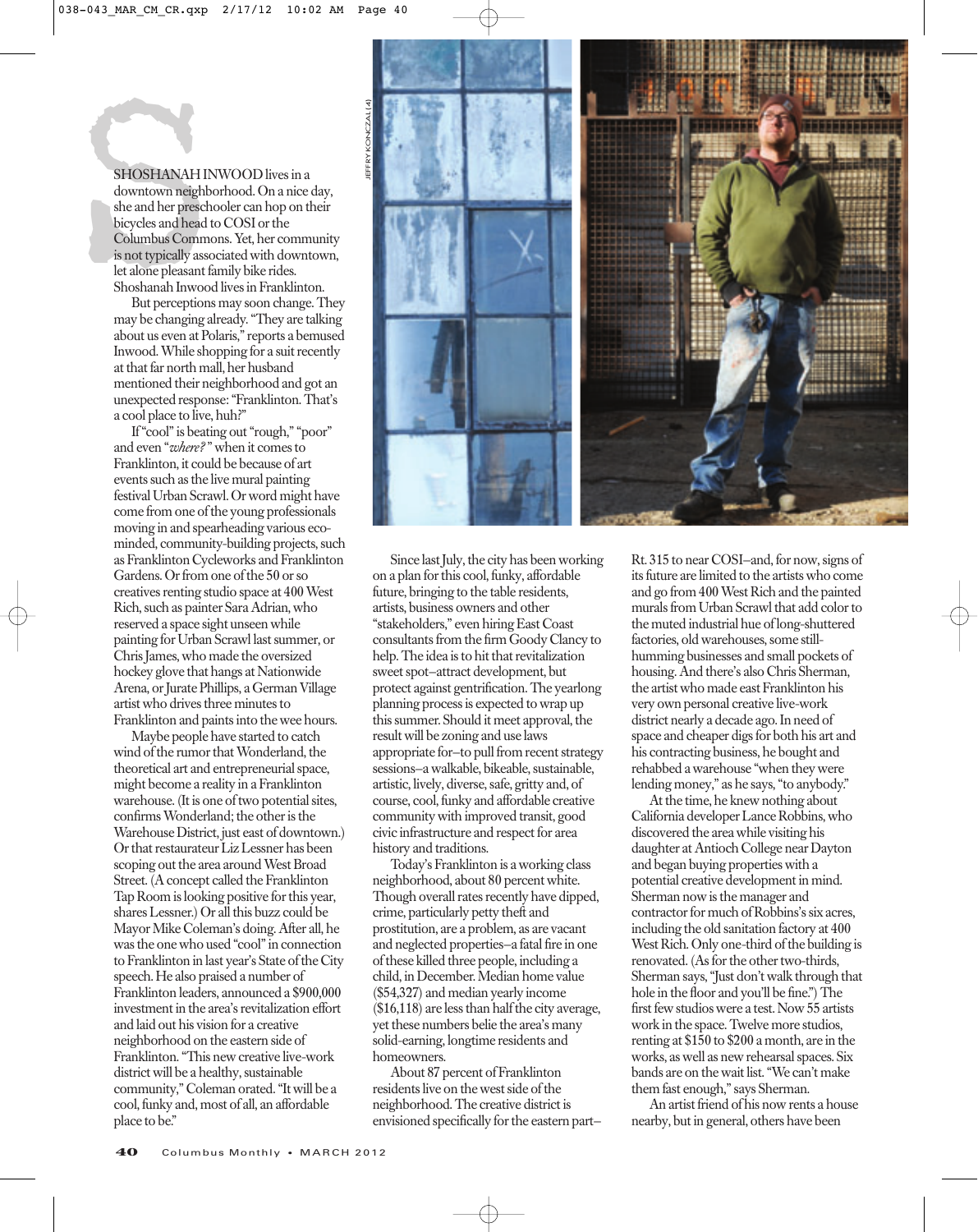SHOSHANAH INWOOD lives in a downtown neighborhood. On a nice day, she and her preschooler can hop on their bicycles and head to COSI or the Columbus Commons. Yet, her community is not typically associated with downtown, let alone pleasant family bike rides. Shoshanah Inwood lives in Franklinton.

But perceptions may soon change. They may be changing already. "They are talking about us even at Polaris," reports a bemused Inwood. While shopping for a suit recently at that far north mall, her husband mentioned their neighborhood and got an unexpected response: "Franklinton. That's a cool place to live, huh?"

If "cool" is beating out "rough," "poor" and even "*where?*" when it comes to Franklinton, it could be because of art events such as the live mural painting festival Urban Scrawl. Or word might have come from one of the young professionals moving in and spearheading various eco-minded, community-building projects, such as Franklinton Cycleworks and Franklinton Gardens. Or from one of the 50 or so creatives renting studio space at 400 West Rich, such as painter Sara Adrian, who reserved a space sight unseen while painting for Urban Scrawl last summer, or Chris James, who made the oversized hockey glove that hangs at Nationwide Arena, or Jurate Phillips, a German Village artist who drives three minutes to Franklinton and paints into the wee hours.

Maybe people have started to catch wind of the rumor that Wonderland, the theoretical art and entrepreneurial space, might become a reality in a Franklinton warehouse. (It is one of two potential sites, confirms Wonderland; the other is the Warehouse District, just east of downtown.) Or that restaurateur Liz Lessner has been scoping out the area around West Broad Street. (A concept called the Franklinton Tap Room is looking positive for this year, shares Lessner.) Or all this buzz could be Mayor Mike Coleman's doing. After all, he was the one who used "cool" in connection to Franklinton in last year's State of the City speech. He also praised a number of Franklinton leaders, announced a $900,000 investment in the area's revitalization effort and laid out his vision for a creative neighborhood on the eastern side of Franklinton. "This new creative live-work district will be a healthy, sustainable community," Coleman orated. "It will be a cool, funky and, most of all, an affordable place to be."

Since last July, the city has been working on a plan for this cool, funky, affordable future, bringing to the table residents, artists, business owners and other "stakeholders," even hiring East Coast consultants from the firm Goody Clancy to help. The idea is to hit that revitalization sweet spot–attract development, but protect against gentrification. The yearlong planning process is expected to wrap up this summer. Should it meet approval, the result will be zoning and use laws appropriate for–to pull from recent strategy sessions–a walkable, bikeable, sustainable, artistic, lively, diverse, safe, gritty and, of course, cool, funky and affordable creative community with improved transit, good civic infrastructure and respect for area history and traditions.

Today's Franklinton is a working class neighborhood, about 80 percent white. Though overall rates recently have dipped, crime, particularly petty theft and prostitution, are a problem, as are vacant and neglected properties–a fatal fire in one of these killed three people, including a child, in December. Median home value ($54,327) and median yearly income ($16,118) are less than half the city average, yet these numbers belie the area's many solid-earning, longtime residents and homeowners.

About 87 percent of Franklinton residents live on the west side of the neighborhood. The creative district is envisioned specifically for the eastern part–Rt. 315 to near COSI–and, for now, signs of its future are limited to the artists who come and go from 400 West Rich and the painted murals from Urban Scrawl that add color to the muted industrial hue of long-shuttered factories, old warehouses, some still-humming businesses and small pockets of housing. And there's also Chris Sherman, the artist who made east Franklinton his very own personal creative live-work district nearly a decade ago. In need of space and cheaper digs for both his art and his contracting business, he bought and rehabbed a warehouse "when they were lending money," as he says, "to anybody."

At the time, he knew nothing about California developer Lance Robbins, who discovered the area while visiting his daughter at Antioch College near Dayton and began buying properties with a potential creative development in mind. Sherman now is the manager and contractor for much of Robbins's six acres, including the old sanitation factory at 400 West Rich. Only one-third of the building is renovated. (As for the other two-thirds, Sherman says, "Just don't walk through that hole in the floor and you'll be fine.") The first few studios were a test. Now 55 artists work in the space. Twelve more studios, renting at $150 to $200 a month, are in the works, as well as new rehearsal spaces. Six bands are on the wait list. "We can't make them fast enough," says Sherman.

An artist friend of his now rents a house nearby, but in general, others have been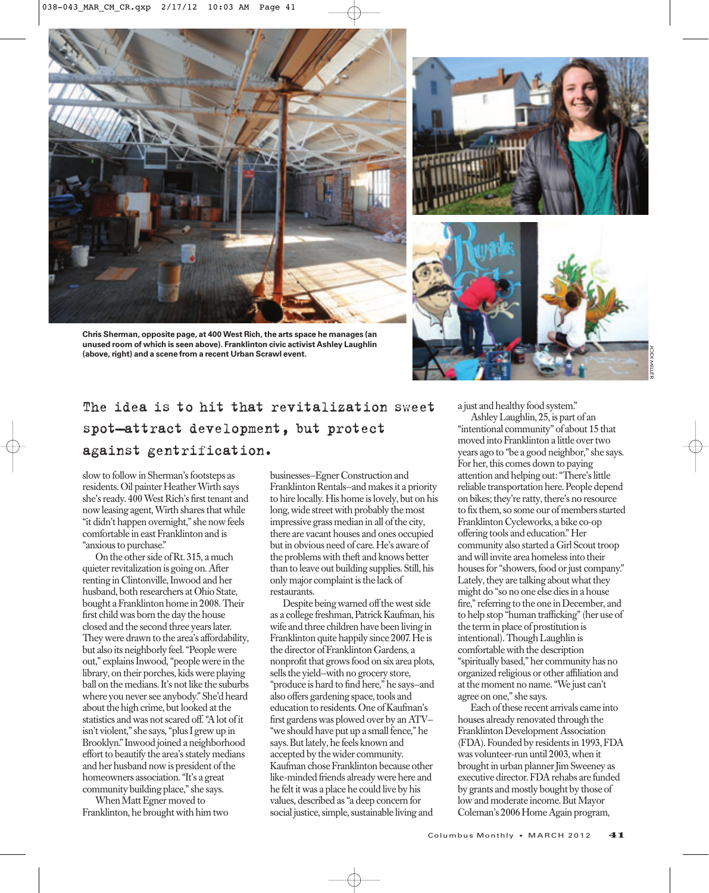Chris Sherman, opposite page, at 400 West Rich, the arts space he manages (an unused room of which is seen above). Franklinton civic activist Ashley Laughlin (above, right) and a scene from a recent Urban Scrawl event.

JODI MILLER

**The idea is to hit that revitalization sweet spot—attract development, but protect against gentrification.**

slow to follow in Sherman's footsteps as residents. Oil painter Heather Wirth says she's ready. 400 West Rich's first tenant and now leasing agent, Wirth shares that while "it didn't happen overnight," she now feels comfortable in east Franklinton and is "anxious to purchase."

On the other side of Rt. 315, a much quieter revitalization is going on. After renting in Clintonville, Inwood and her husband, both researchers at Ohio State, bought a Franklinton home in 2008. Their first child was born the day the house closed and the second three years later. They were drawn to the area's affordability, but also its neighborly feel. "People were out," explains Inwood, "people were in the library, on their porches, kids were playing ball on the medians. It's not like the suburbs where you never see anybody." She'd heard about the high crime, but looked at the statistics and was not scared off. "A lot of it isn't violent," she says, "plus I grew up in Brooklyn." Inwood joined a neighborhood effort to beautify the area's stately medians and her husband now is president of the homeowners association. "It's a great community building place," she says.

When Matt Egner moved to Franklinton, he brought with him two businesses–Egner Construction and Franklinton Rentals–and makes it a priority to hire locally. His home is lovely, but on his long, wide street with probably the most impressive grass median in all of the city, there are vacant houses and ones occupied but in obvious need of care. He's aware of the problems with theft and knows better than to leave out building supplies. Still, his only major complaint is the lack of restaurants.

Despite being warned off the west side as a college freshman, Patrick Kaufman, his wife and three children have been living in Franklinton quite happily since 2007. He is the director of Franklinton Gardens, a nonprofit that grows food on six area plots, sells the yield–with no grocery store, "produce is hard to find here," he says–and also offers gardening space, tools and education to residents. One of Kaufman's first gardens was plowed over by an ATV–"we should have put up a small fence," he says. But lately, he feels known and accepted by the wider community. Kaufman chose Franklinton because other like-minded friends already were here and he felt it was a place he could live by his values, described as "a deep concern for social justice, simple, sustainable living and a just and healthy food system."

Ashley Laughlin, 25, is part of an "intentional community" of about 15 that moved into Franklinton a little over two years ago to "be a good neighbor," she says. For her, this comes down to paying attention and helping out: "There's little reliable transportation here. People depend on bikes; they're ratty, there's no resource to fix them, so some our of members started Franklinton Cycleworks, a bike co-op offering tools and education." Her community also started a Girl Scout troop and will invite area homeless into their houses for "showers, food or just company." Lately, they are talking about what they might do "so no one else dies in a house fire," referring to the one in December, and to help stop "human trafficking" (her use of the term in place of prostitution is intentional). Though Laughlin is comfortable with the description "spiritually based," her community has no organized religious or other affiliation and at the moment no name. "We just can't agree on one," she says.

Each of these recent arrivals came into houses already renovated through the Franklinton Development Association (FDA). Founded by residents in 1993, FDA was volunteer-run until 2003, when it brought in urban planner Jim Sweeney as executive director. FDA rehabs are funded by grants and mostly bought by those of low and moderate income. But Mayor Coleman's 2006 Home Again program,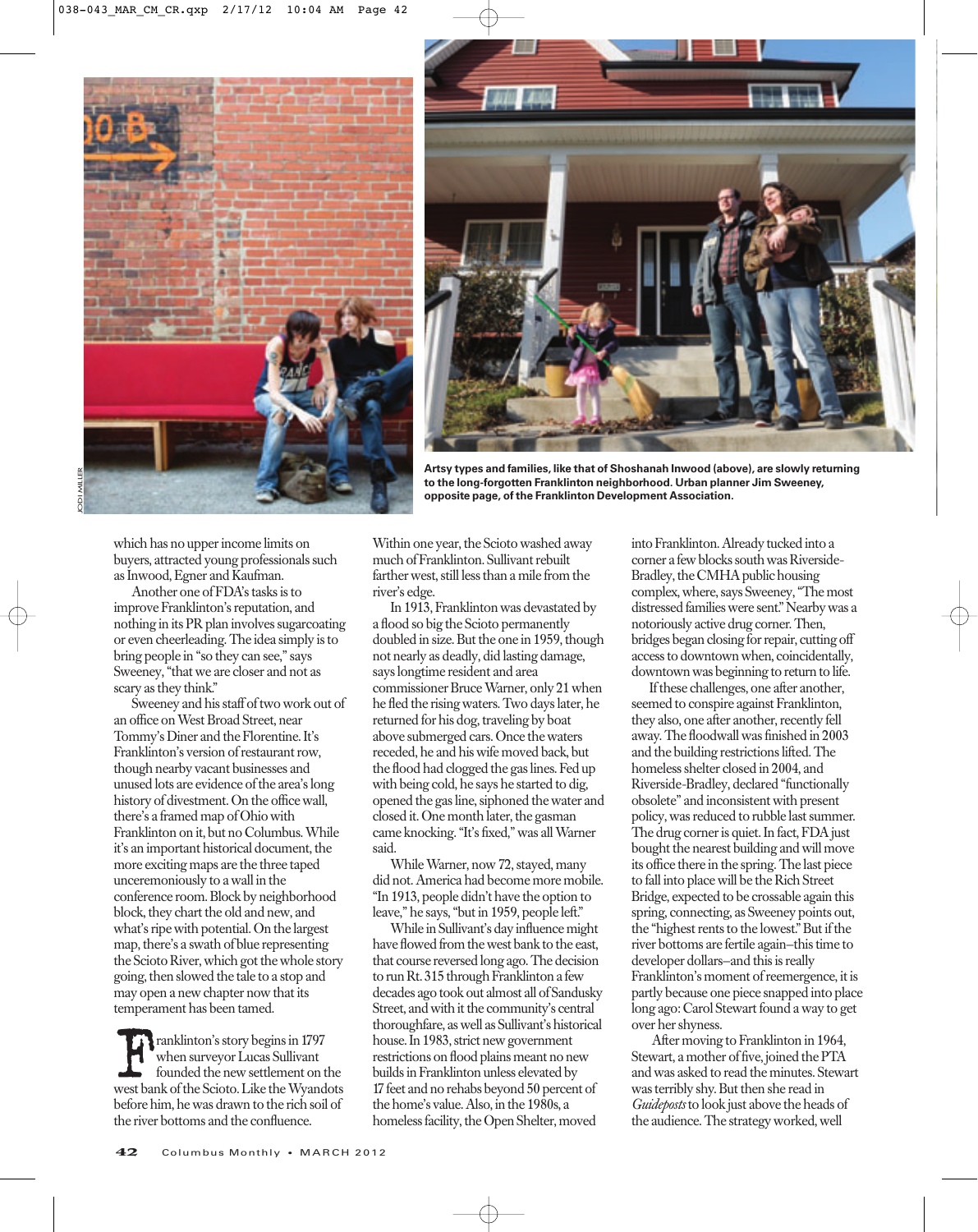Artsy types and families, like that of Shoshanah Inwood (above), are slowly returning to the long-forgotten Franklinton neighborhood. Urban planner Jim Sweeney, opposite page, of the Franklinton Development Association.

which has no upper income limits on buyers, attracted young professionals such as Inwood, Egner and Kaufman.

Another one of FDA's tasks is to improve Franklinton's reputation, and nothing in its PR plan involves sugarcoating or even cheerleading. The idea simply is to bring people in "so they can see," says Sweeney, "that we are closer and not as scary as they think."

Sweeney and his staff of two work out of an office on West Broad Street, near Tommy's Diner and the Florentine. It's Franklinton's version of restaurant row, though nearby vacant businesses and unused lots are evidence of the area's long history of divestment. On the office wall, there's a framed map of Ohio with Franklinton on it, but no Columbus. While it's an important historical document, the more exciting maps are the three taped unceremoniously to a wall in the conference room. Block by neighborhood block, they chart the old and new, and what's ripe with potential. On the largest map, there's a swath of blue representing the Scioto River, which got the whole story going, then slowed the tale to a stop and may open a new chapter now that its temperament has been tamed.

Franklinton's story begins in 1797 when surveyor Lucas Sullivant founded the new settlement on the west bank of the Scioto. Like the Wyandots before him, he was drawn to the rich soil of the river bottoms and the confluence. Within one year, the Scioto washed away much of Franklinton. Sullivant rebuilt farther west, still less than a mile from the river's edge.

In 1913, Franklinton was devastated by a flood so big the Scioto permanently doubled in size. But the one in 1959, though not nearly as deadly, did lasting damage, says longtime resident and area commissioner Bruce Warner, only 21 when he fled the rising waters. Two days later, he returned for his dog, traveling by boat above submerged cars. Once the waters receded, he and his wife moved back, but the flood had clogged the gas lines. Fed up with being cold, he says he started to dig, opened the gas line, siphoned the water and closed it. One month later, the gasman came knocking. "It's fixed," was all Warner said.

While Warner, now 72, stayed, many did not. America had become more mobile. "In 1913, people didn't have the option to leave," he says, "but in 1959, people left."

While in Sullivant's day influence might have flowed from the west bank to the east, that course reversed long ago. The decision to run Rt. 315 through Franklinton a few decades ago took out almost all of Sandusky Street, and with it the community's central thoroughfare, as well as Sullivant's historical house. In 1983, strict new government restrictions on flood plains meant no new builds in Franklinton unless elevated by 17 feet and no rehabs beyond 50 percent of the home's value. Also, in the 1980s, a homeless facility, the Open Shelter, moved into Franklinton. Already tucked into a corner a few blocks south was Riverside-Bradley, the CMHA public housing complex, where, says Sweeney, "The most distressed families were sent." Nearby was a notoriously active drug corner. Then, bridges began closing for repair, cutting off access to downtown when, coincidentally, downtown was beginning to return to life.

If these challenges, one after another, seemed to conspire against Franklinton, they also, one after another, recently fell away. The floodwall was finished in 2003 and the building restrictions lifted. The homeless shelter closed in 2004, and Riverside-Bradley, declared "functionally obsolete" and inconsistent with present policy, was reduced to rubble last summer. The drug corner is quiet. In fact, FDA just bought the nearest building and will move its office there in the spring. The last piece to fall into place will be the Rich Street Bridge, expected to be crossable again this spring, connecting, as Sweeney points out, the "highest rents to the lowest." But if the river bottoms are fertile again–this time to developer dollars–and this is really Franklinton's moment of reemergence, it is partly because one piece snapped into place long ago: Carol Stewart found a way to get over her shyness.

After moving to Franklinton in 1964, Stewart, a mother of five, joined the PTA and was asked to read the minutes. Stewart was terribly shy. But then she read in *Guideposts* to look just above the heads of the audience. The strategy worked, well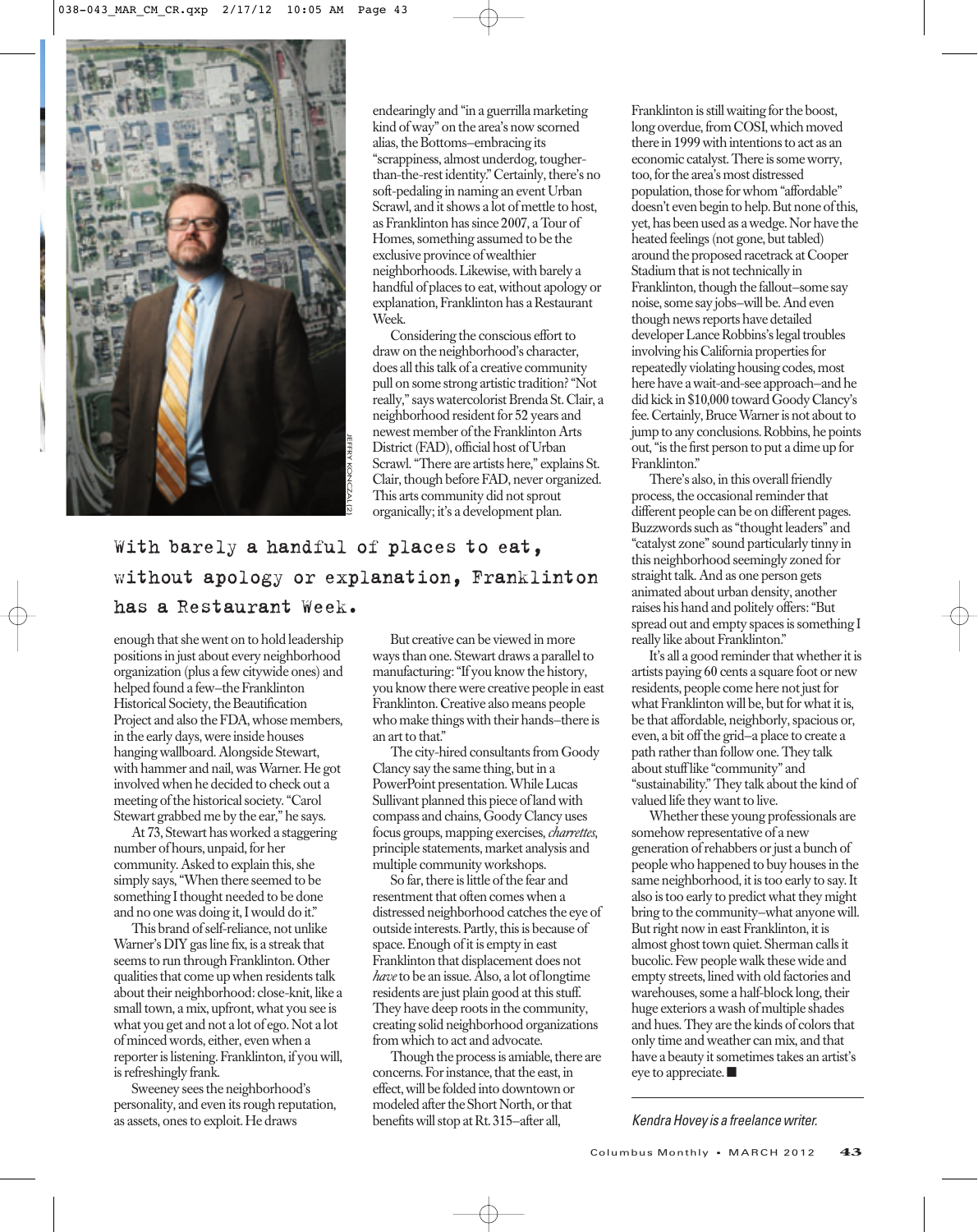endearingly and "in a guerrilla marketing kind of way" on the area's now scorned alias, the Bottoms–embracing its "scrappiness, almost underdog, tougher-than-the-rest identity." Certainly, there's no soft-pedaling in naming an event Urban Scrawl, and it shows a lot of mettle to host, as Franklinton has since 2007, a Tour of Homes, something assumed to be the exclusive province of wealthier neighborhoods. Likewise, with barely a handful of places to eat, without apology or explanation, Franklinton has a Restaurant Week.

Considering the conscious effort to draw on the neighborhood's character, does all this talk of a creative community pull on some strong artistic tradition? "Not really," says watercolorist Brenda St. Clair, a neighborhood resident for 52 years and newest member of the Franklinton Arts District (FAD), official host of Urban Scrawl. "There are artists here," explains St. Clair, though before FAD, never organized. This arts community did not sprout organically; it's a development plan.

JEFFRY KONCZAL(2)

> With barely a handful of places to eat, without apology or explanation, Franklinton has a Restaurant Week.

enough that she went on to hold leadership positions in just about every neighborhood organization (plus a few citywide ones) and helped found a few–the Franklinton Historical Society, the Beautification Project and also the FDA, whose members, in the early days, were inside houses hanging wallboard. Alongside Stewart, with hammer and nail, was Warner. He got involved when he decided to check out a meeting of the historical society. "Carol Stewart grabbed me by the ear," he says.

At 73, Stewart has worked a staggering number of hours, unpaid, for her community. Asked to explain this, she simply says, "When there seemed to be something I thought needed to be done and no one was doing it, I would do it."

This brand of self-reliance, not unlike Warner's DIY gas line fix, is a streak that seems to run through Franklinton. Other qualities that come up when residents talk about their neighborhood: close-knit, like a small town, a mix, upfront, what you see is what you get and not a lot of ego. Not a lot of minced words, either, even when a reporter is listening. Franklinton, if you will, is refreshingly frank.

Sweeney sees the neighborhood's personality, and even its rough reputation, as assets, ones to exploit. He draws

But creative can be viewed in more ways than one. Stewart draws a parallel to manufacturing: "If you know the history, you know there were creative people in east Franklinton. Creative also means people who make things with their hands–there is an art to that."

The city-hired consultants from Goody Clancy say the same thing, but in a PowerPoint presentation. While Lucas Sullivant planned this piece of land with compass and chains, Goody Clancy uses focus groups, mapping exercises, *charrettes*, principle statements, market analysis and multiple community workshops.

So far, there is little of the fear and resentment that often comes when a distressed neighborhood catches the eye of outside interests. Partly, this is because of space. Enough of it is empty in east Franklinton that displacement does not *have* to be an issue. Also, a lot of longtime residents are just plain good at this stuff. They have deep roots in the community, creating solid neighborhood organizations from which to act and advocate.

Though the process is amiable, there are concerns. For instance, that the east, in effect, will be folded into downtown or modeled after the Short North, or that benefits will stop at Rt. 315–after all, Franklinton is still waiting for the boost, long overdue, from COSI, which moved there in 1999 with intentions to act as an economic catalyst. There is some worry, too, for the area's most distressed population, those for whom "affordable" doesn't even begin to help. But none of this, yet, has been used as a wedge. Nor have the heated feelings (not gone, but tabled) around the proposed racetrack at Cooper Stadium that is not technically in Franklinton, though the fallout–some say noise, some say jobs–will be. And even though news reports have detailed developer Lance Robbins's legal troubles involving his California properties for repeatedly violating housing codes, most here have a wait-and-see approach–and he did kick in $10,000 toward Goody Clancy's fee. Certainly, Bruce Warner is not about to jump to any conclusions. Robbins, he points out, "is the first person to put a dime up for Franklinton."

There's also, in this overall friendly process, the occasional reminder that different people can be on different pages. Buzzwords such as "thought leaders" and "catalyst zone" sound particularly tinny in this neighborhood seemingly zoned for straight talk. And as one person gets animated about urban density, another raises his hand and politely offers: "But spread out and empty spaces is something I really like about Franklinton."

It's all a good reminder that whether it is artists paying 60 cents a square foot or new residents, people come here not just for what Franklinton will be, but for what it is, be that affordable, neighborly, spacious or, even, a bit off the grid–a place to create a path rather than follow one. They talk about stuff like "community" and "sustainability." They talk about the kind of valued life they want to live.

Whether these young professionals are somehow representative of a new generation of rehabbers or just a bunch of people who happened to buy houses in the same neighborhood, it is too early to say. It also is too early to predict what they might bring to the community–what anyone will. But right now in east Franklinton, it is almost ghost town quiet. Sherman calls it bucolic. Few people walk these wide and empty streets, lined with old factories and warehouses, some a half-block long, their huge exteriors a wash of multiple shades and hues. They are the kinds of colors that only time and weather can mix, and that have a beauty it sometimes takes an artist's eye to appreciate. ■

*Kendra Hovey is a freelance writer.*